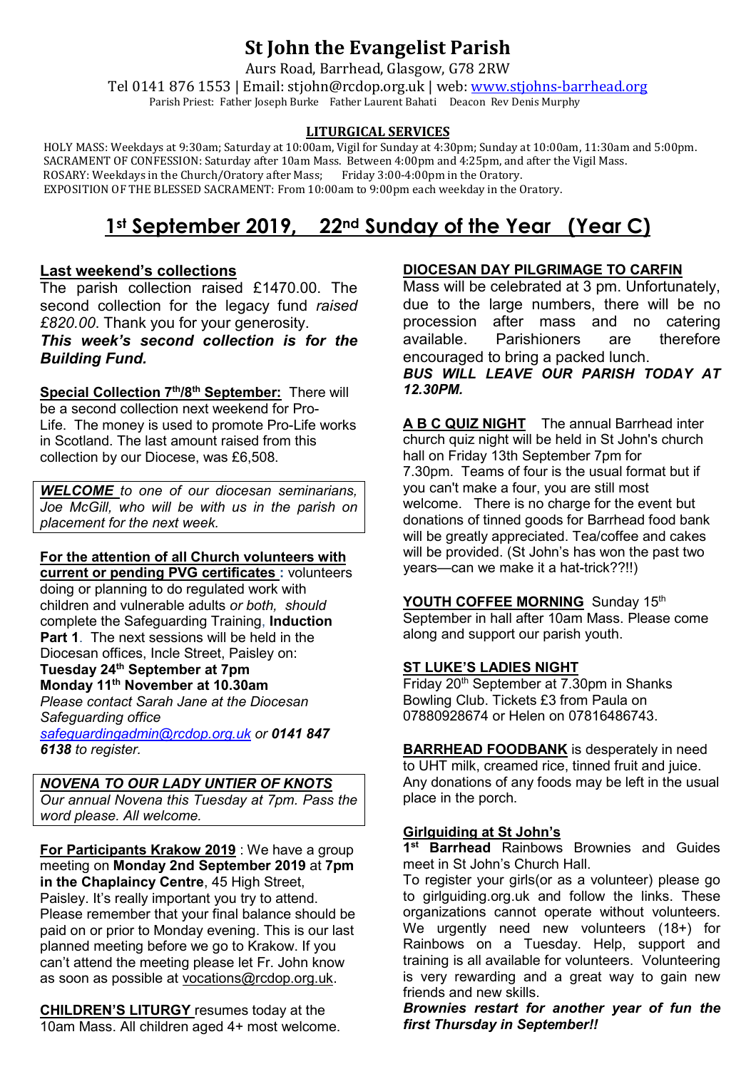# St John the Evangelist Parish

Aurs Road, Barrhead, Glasgow, G78 2RW

Tel 0141 876 1553 | Email: stjohn@rcdop.org.uk | web: www.stjohns-barrhead.org

Parish Priest: Father Joseph Burke Father Laurent Bahati Deacon Rev Denis Murphy

### LITURGICAL SERVICES

HOLY MASS: Weekdays at 9:30am; Saturday at 10:00am, Vigil for Sunday at 4:30pm; Sunday at 10:00am, 11:30am and 5:00pm.
SACRAMENT OF CONFESSION: Saturday after 10am Mass. Between 4:00pm and 4:25pm, and after the Vigil Mass.
ROSARY: Weekdays in the Church/Oratory after Mass; Friday 3:00-4:00pm in the Oratory.
EXPOSITION OF THE BLESSED SACRAMENT: From 10:00am to 9:00pm each weekday in the Oratory.

## 1st September 2019, 22nd Sunday of the Year (Year C)

**Last weekend's collections**

The parish collection raised £1470.00. The second collection for the legacy fund *raised £820.00*. Thank you for your generosity.

***This week's second collection is for the Building Fund.***

**Special Collection 7th/8th September:** There will be a second collection next weekend for Pro-Life. The money is used to promote Pro-Life works in Scotland. The last amount raised from this collection by our Diocese, was £6,508.

***WELCOME*** *to one of our diocesan seminarians, Joe McGill, who will be with us in the parish on placement for the next week.*

**For the attention of all Church volunteers with current or pending PVG certificates :** volunteers doing or planning to do regulated work with children and vulnerable adults *or both*, *should* complete the Safeguarding Training, **Induction Part 1**. The next sessions will be held in the Diocesan offices, Incle Street, Paisley on:

**Tuesday 24th September at 7pm**

**Monday 11th November at 10.30am**

*Please contact Sarah Jane at the Diocesan Safeguarding office safeguardingadmin@rcdop.org.uk or* ***0141 847 6138*** *to register.*

***NOVENA TO OUR LADY UNTIER OF KNOTS***

*Our annual Novena this Tuesday at 7pm. Pass the word please. All welcome.*

**For Participants Krakow 2019** : We have a group meeting on **Monday 2nd September 2019** at **7pm in the Chaplaincy Centre**, 45 High Street, Paisley. It's really important you try to attend. Please remember that your final balance should be paid on or prior to Monday evening. This is our last planned meeting before we go to Krakow. If you can't attend the meeting please let Fr. John know as soon as possible at vocations@rcdop.org.uk.

**CHILDREN'S LITURGY** resumes today at the 10am Mass. All children aged 4+ most welcome.

**DIOCESAN DAY PILGRIMAGE TO CARFIN**

Mass will be celebrated at 3 pm. Unfortunately, due to the large numbers, there will be no procession after mass and no catering available. Parishioners are therefore encouraged to bring a packed lunch.

***BUS WILL LEAVE OUR PARISH TODAY AT 12.30PM.***

**A B C QUIZ NIGHT** The annual Barrhead inter church quiz night will be held in St John's church hall on Friday 13th September 7pm for 7.30pm. Teams of four is the usual format but if you can't make a four, you are still most welcome. There is no charge for the event but donations of tinned goods for Barrhead food bank will be greatly appreciated. Tea/coffee and cakes will be provided. (St John's has won the past two years—can we make it a hat-trick??!!)

**YOUTH COFFEE MORNING** Sunday 15th September in hall after 10am Mass. Please come along and support our parish youth.

**ST LUKE'S LADIES NIGHT**

Friday 20th September at 7.30pm in Shanks Bowling Club. Tickets £3 from Paula on 07880928674 or Helen on 07816486743.

**BARRHEAD FOODBANK** is desperately in need to UHT milk, creamed rice, tinned fruit and juice. Any donations of any foods may be left in the usual place in the porch.

**Girlguiding at St John's**

**1st Barrhead** Rainbows Brownies and Guides meet in St John's Church Hall.

To register your girls(or as a volunteer) please go to girlguiding.org.uk and follow the links. These organizations cannot operate without volunteers. We urgently need new volunteers (18+) for Rainbows on a Tuesday. Help, support and training is all available for volunteers. Volunteering is very rewarding and a great way to gain new friends and new skills.

***Brownies restart for another year of fun the first Thursday in September!!***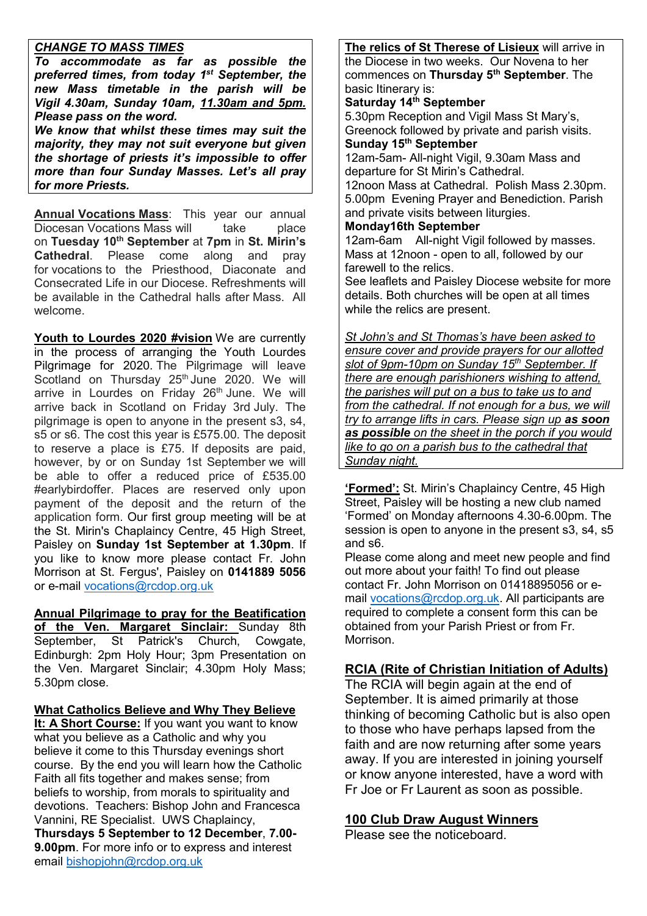***CHANGE TO MASS TIMES***

***To accommodate as far as possible the preferred times, from today 1st September, the new Mass timetable in the parish will be Vigil 4.30pm, Sunday 10am, 11.30am and 5pm. Please pass on the word.***

***We know that whilst these times may suit the majority, they may not suit everyone but given the shortage of priests it's impossible to offer more than four Sunday Masses. Let's all pray for more Priests.***

**Annual Vocations Mass**: This year our annual Diocesan Vocations Mass will take place on **Tuesday 10th September** at **7pm** in **St. Mirin's Cathedral**. Please come along and pray for vocations to the Priesthood, Diaconate and Consecrated Life in our Diocese. Refreshments will be available in the Cathedral halls after Mass. All welcome.

**Youth to Lourdes 2020 #vision** We are currently in the process of arranging the Youth Lourdes Pilgrimage for 2020. The Pilgrimage will leave Scotland on Thursday 25th June 2020. We will arrive in Lourdes on Friday 26th June. We will arrive back in Scotland on Friday 3rd July. The pilgrimage is open to anyone in the present s3, s4, s5 or s6. The cost this year is £575.00. The deposit to reserve a place is £75. If deposits are paid, however, by or on Sunday 1st September we will be able to offer a reduced price of £535.00 #earlybirdoffer. Places are reserved only upon payment of the deposit and the return of the application form. Our first group meeting will be at the St. Mirin's Chaplaincy Centre, 45 High Street, Paisley on **Sunday 1st September at 1.30pm**. If you like to know more please contact Fr. John Morrison at St. Fergus', Paisley on **0141889 5056** or e-mail vocations@rcdop.org.uk

**Annual Pilgrimage to pray for the Beatification of the Ven. Margaret Sinclair:** Sunday 8th September, St Patrick's Church, Cowgate, Edinburgh: 2pm Holy Hour; 3pm Presentation on the Ven. Margaret Sinclair; 4.30pm Holy Mass; 5.30pm close.

**What Catholics Believe and Why They Believe It: A Short Course:** If you want you want to know what you believe as a Catholic and why you believe it come to this Thursday evenings short course. By the end you will learn how the Catholic Faith all fits together and makes sense; from beliefs to worship, from morals to spirituality and devotions. Teachers: Bishop John and Francesca Vannini, RE Specialist. UWS Chaplaincy, **Thursdays 5 September to 12 December**, **7.00-9.00pm**. For more info or to express and interest email bishopjohn@rcdop.org.uk

**The relics of St Therese of Lisieux** will arrive in the Diocese in two weeks. Our Novena to her commences on **Thursday 5th September**. The basic Itinerary is:

**Saturday 14th September**
5.30pm Reception and Vigil Mass St Mary's, Greenock followed by private and parish visits.

**Sunday 15th September**
12am-5am- All-night Vigil, 9.30am Mass and departure for St Mirin's Cathedral.
12noon Mass at Cathedral. Polish Mass 2.30pm.
5.00pm Evening Prayer and Benediction. Parish and private visits between liturgies.

**Monday16th September**
12am-6am All-night Vigil followed by masses.
Mass at 12noon - open to all, followed by our farewell to the relics.
See leaflets and Paisley Diocese website for more details. Both churches will be open at all times while the relics are present.

*St John's and St Thomas's have been asked to ensure cover and provide prayers for our allotted slot of 9pm-10pm on Sunday 15th September. If there are enough parishioners wishing to attend, the parishes will put on a bus to take us to and from the cathedral. If not enough for a bus, we will try to arrange lifts in cars. Please sign up* ***as soon as possible*** *on the sheet in the porch if you would like to go on a parish bus to the cathedral that Sunday night.*

**'Formed':** St. Mirin's Chaplaincy Centre, 45 High Street, Paisley will be hosting a new club named 'Formed' on Monday afternoons 4.30-6.00pm. The session is open to anyone in the present s3, s4, s5 and s6.
Please come along and meet new people and find out more about your faith! To find out please contact Fr. John Morrison on 01418895056 or e-mail vocations@rcdop.org.uk. All participants are required to complete a consent form this can be obtained from your Parish Priest or from Fr. Morrison.

## RCIA (Rite of Christian Initiation of Adults)

The RCIA will begin again at the end of September. It is aimed primarily at those thinking of becoming Catholic but is also open to those who have perhaps lapsed from the faith and are now returning after some years away. If you are interested in joining yourself or know anyone interested, have a word with Fr Joe or Fr Laurent as soon as possible.

## 100 Club Draw August Winners

Please see the noticeboard.